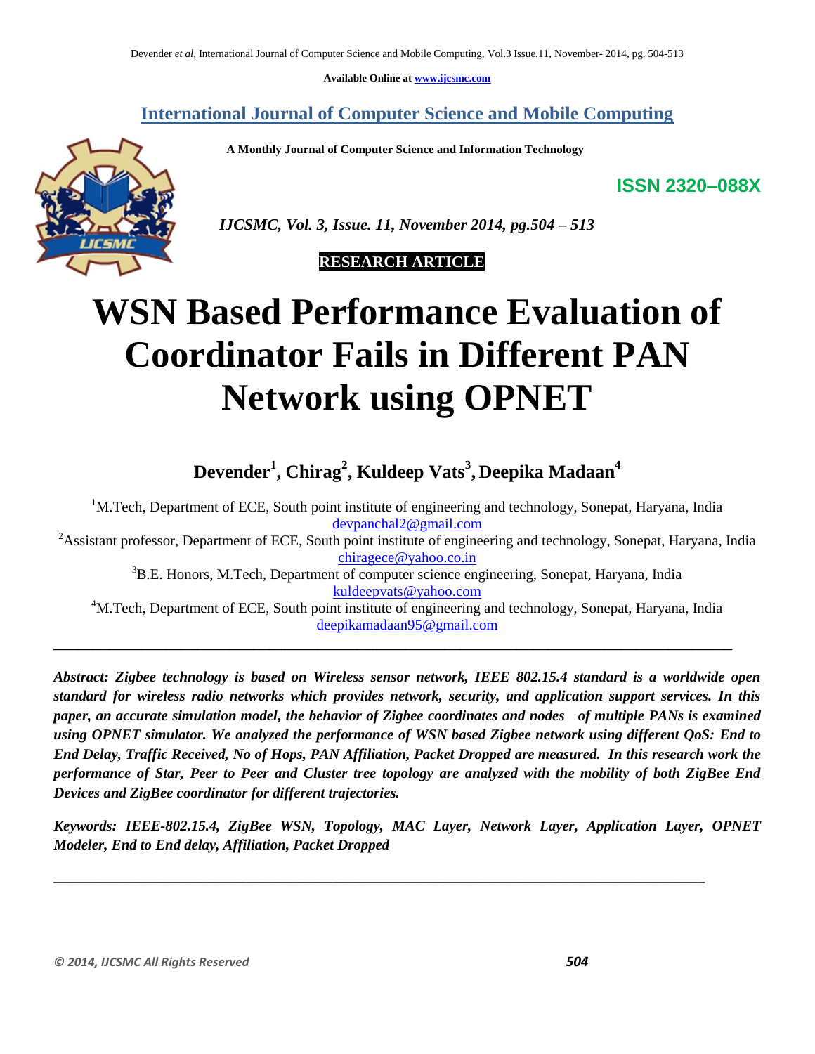**Available Online at www.ijcsmc.com**

## International Journal of Computer Science and Mobile Computing

**A Monthly Journal of Computer Science and Information Technology**

**ISSN 2320–088X**

*IJCSMC, Vol. 3, Issue. 11, November 2014, pg.504 – 513*

**RESEARCH ARTICLE**

# WSN Based Performance Evaluation of Coordinator Fails in Different PAN Network using OPNET

**Devender[1], Chirag[2], Kuldeep Vats[3], Deepika Madaan[4]**

[1]M.Tech, Department of ECE, South point institute of engineering and technology, Sonepat, Haryana, India
devpanchal2@gmail.com

[2]Assistant professor, Department of ECE, South point institute of engineering and technology, Sonepat, Haryana, India
chiragece@yahoo.co.in

[3]B.E. Honors, M.Tech, Department of computer science engineering, Sonepat, Haryana, India
kuldeepvats@yahoo.com

[4]M.Tech, Department of ECE, South point institute of engineering and technology, Sonepat, Haryana, India
deepikamadaan95@gmail.com

---

***Abstract:** Zigbee technology is based on Wireless sensor network, IEEE 802.15.4 standard is a worldwide open standard for wireless radio networks which provides network, security, and application support services. In this paper, an accurate simulation model, the behavior of Zigbee coordinates and nodes of multiple PANs is examined using OPNET simulator. We analyzed the performance of WSN based Zigbee network using different QoS: End to End Delay, Traffic Received, No of Hops, PAN Affiliation, Packet Dropped are measured. In this research work the performance of Star, Peer to Peer and Cluster tree topology are analyzed with the mobility of both ZigBee End Devices and ZigBee coordinator for different trajectories.*

***Keywords:** IEEE-802.15.4, ZigBee WSN, Topology, MAC Layer, Network Layer, Application Layer, OPNET Modeler, End to End delay, Affiliation, Packet Dropped*

---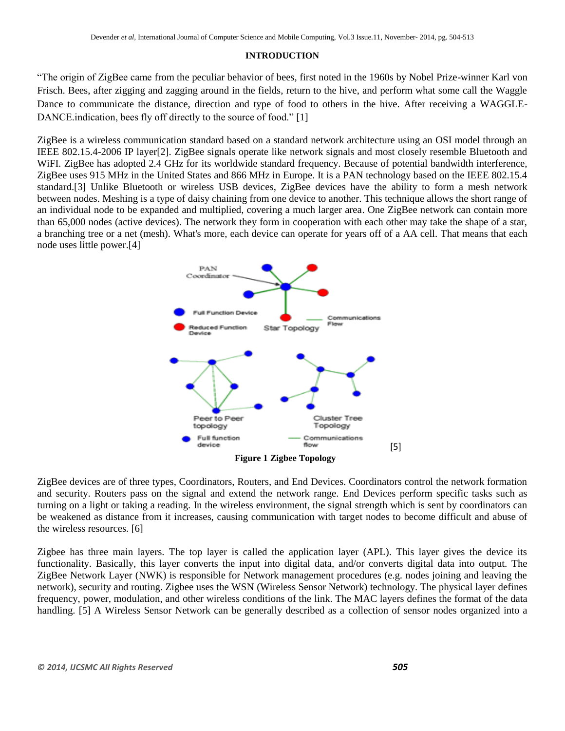**INTRODUCTION**

"The origin of ZigBee came from the peculiar behavior of bees, first noted in the 1960s by Nobel Prize-winner Karl von Frisch. Bees, after zigging and zagging around in the fields, return to the hive, and perform what some call the Waggle Dance to communicate the distance, direction and type of food to others in the hive. After receiving a WAGGLE-DANCE.indication, bees fly off directly to the source of food." [1]

ZigBee is a wireless communication standard based on a standard network architecture using an OSI model through an IEEE 802.15.4-2006 IP layer[2]. ZigBee signals operate like network signals and most closely resemble Bluetooth and WiFI. ZigBee has adopted 2.4 GHz for its worldwide standard frequency. Because of potential bandwidth interference, ZigBee uses 915 MHz in the United States and 866 MHz in Europe. It is a PAN technology based on the IEEE 802.15.4 standard.[3] Unlike Bluetooth or wireless USB devices, ZigBee devices have the ability to form a mesh network between nodes. Meshing is a type of daisy chaining from one device to another. This technique allows the short range of an individual node to be expanded and multiplied, covering a much larger area. One ZigBee network can contain more than 65,000 nodes (active devices). The network they form in cooperation with each other may take the shape of a star, a branching tree or a net (mesh). What's more, each device can operate for years off of a AA cell. That means that each node uses little power.[4]

[5]

**Figure 1 Zigbee Topology**

ZigBee devices are of three types, Coordinators, Routers, and End Devices. Coordinators control the network formation and security. Routers pass on the signal and extend the network range. End Devices perform specific tasks such as turning on a light or taking a reading. In the wireless environment, the signal strength which is sent by coordinators can be weakened as distance from it increases, causing communication with target nodes to become difficult and abuse of the wireless resources. [6]

Zigbee has three main layers. The top layer is called the application layer (APL). This layer gives the device its functionality. Basically, this layer converts the input into digital data, and/or converts digital data into output. The ZigBee Network Layer (NWK) is responsible for Network management procedures (e.g. nodes joining and leaving the network), security and routing. Zigbee uses the WSN (Wireless Sensor Network) technology. The physical layer defines frequency, power, modulation, and other wireless conditions of the link. The MAC layers defines the format of the data handling. [5] A Wireless Sensor Network can be generally described as a collection of sensor nodes organized into a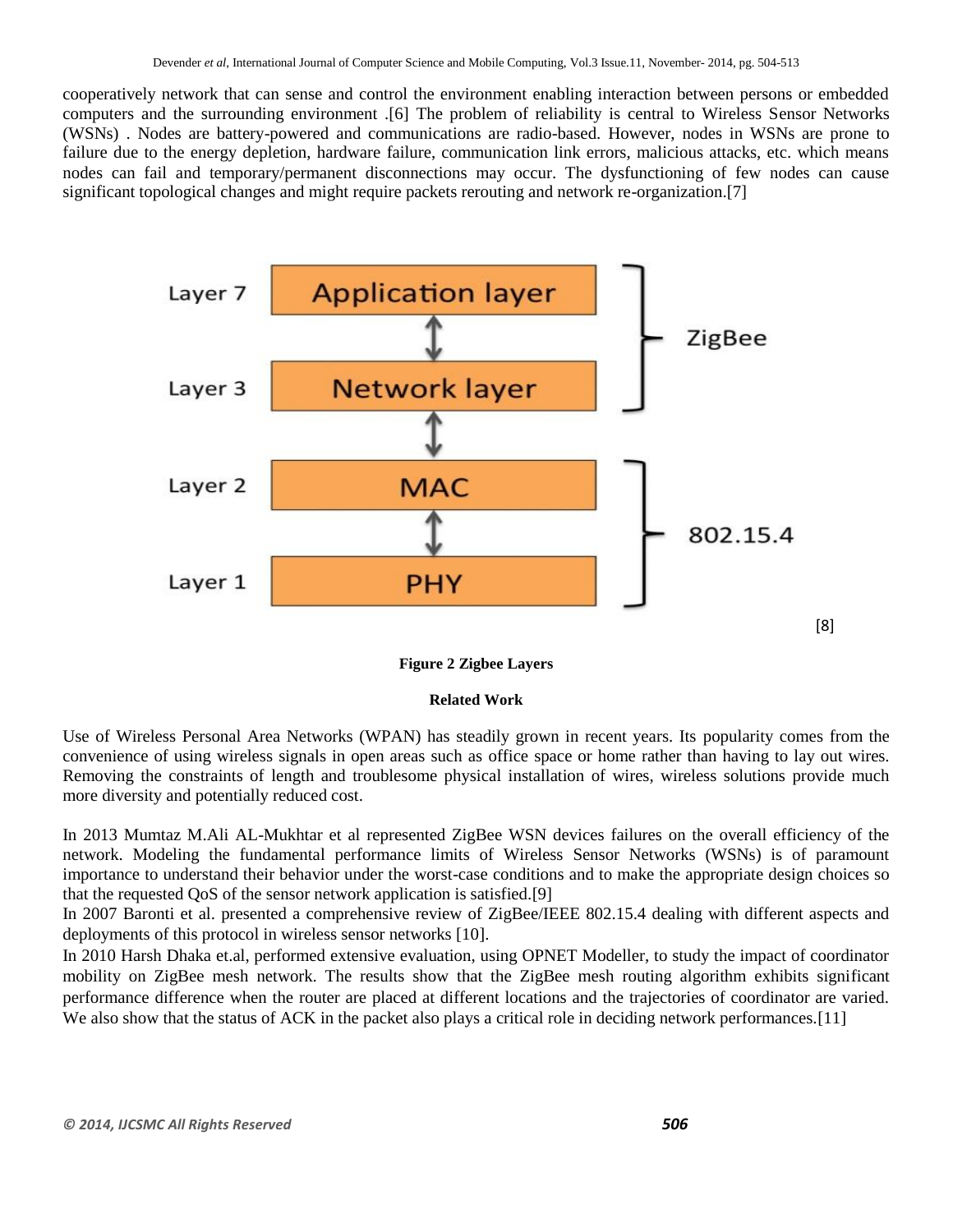cooperatively network that can sense and control the environment enabling interaction between persons or embedded computers and the surrounding environment .[6] The problem of reliability is central to Wireless Sensor Networks (WSNs) . Nodes are battery-powered and communications are radio-based. However, nodes in WSNs are prone to failure due to the energy depletion, hardware failure, communication link errors, malicious attacks, etc. which means nodes can fail and temporary/permanent disconnections may occur. The dysfunctioning of few nodes can cause significant topological changes and might require packets rerouting and network re-organization.[7]

Layer 7 — Application layer — ZigBee
Layer 3 — Network layer — ZigBee
Layer 2 — MAC — 802.15.4
Layer 1 — PHY — 802.15.4

[8]

**Figure 2 Zigbee Layers**

**Related Work**

Use of Wireless Personal Area Networks (WPAN) has steadily grown in recent years. Its popularity comes from the convenience of using wireless signals in open areas such as office space or home rather than having to lay out wires. Removing the constraints of length and troublesome physical installation of wires, wireless solutions provide much more diversity and potentially reduced cost.

In 2013 Mumtaz M.Ali AL-Mukhtar et al represented ZigBee WSN devices failures on the overall efficiency of the network. Modeling the fundamental performance limits of Wireless Sensor Networks (WSNs) is of paramount importance to understand their behavior under the worst-case conditions and to make the appropriate design choices so that the requested QoS of the sensor network application is satisfied.[9]

In 2007 Baronti et al. presented a comprehensive review of ZigBee/IEEE 802.15.4 dealing with different aspects and deployments of this protocol in wireless sensor networks [10].

In 2010 Harsh Dhaka et.al, performed extensive evaluation, using OPNET Modeller, to study the impact of coordinator mobility on ZigBee mesh network. The results show that the ZigBee mesh routing algorithm exhibits significant performance difference when the router are placed at different locations and the trajectories of coordinator are varied. We also show that the status of ACK in the packet also plays a critical role in deciding network performances.[11]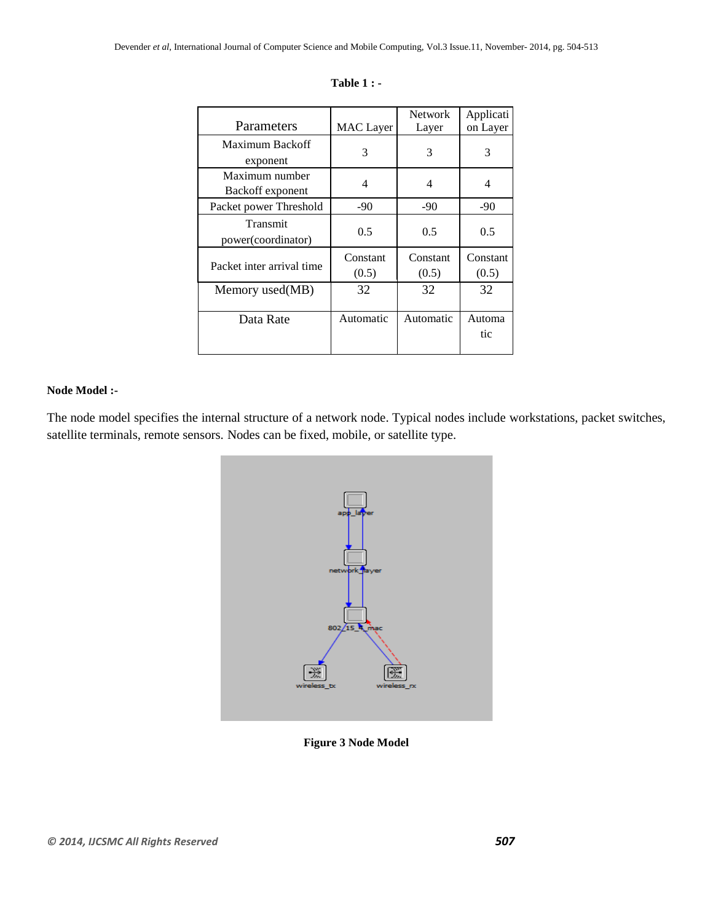**Table 1 : -**

| Parameters | MAC Layer | Network Layer | Application Layer |
|---|---|---|---|
| Maximum Backoff exponent | 3 | 3 | 3 |
| Maximum number Backoff exponent | 4 | 4 | 4 |
| Packet power Threshold | -90 | -90 | -90 |
| Transmit power(coordinator) | 0.5 | 0.5 | 0.5 |
| Packet inter arrival time | Constant (0.5) | Constant (0.5) | Constant (0.5) |
| Memory used(MB) | 32 | 32 | 32 |
| Data Rate | Automatic | Automatic | Automatic |

**Node Model :-**

The node model specifies the internal structure of a network node. Typical nodes include workstations, packet switches, satellite terminals, remote sensors. Nodes can be fixed, mobile, or satellite type.

**Figure 3 Node Model**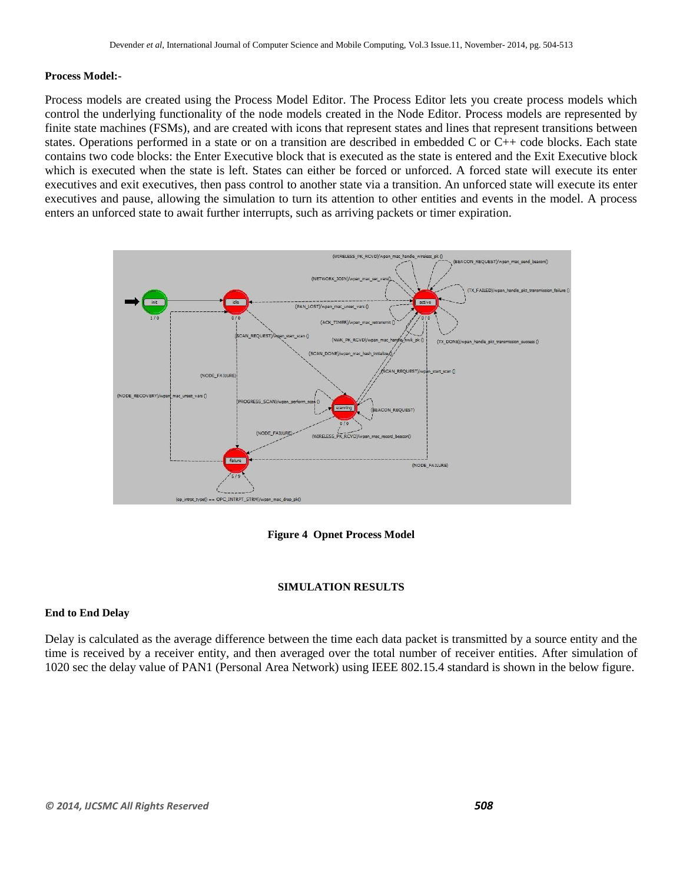**Process Model:-**

Process models are created using the Process Model Editor. The Process Editor lets you create process models which control the underlying functionality of the node models created in the Node Editor. Process models are represented by finite state machines (FSMs), and are created with icons that represent states and lines that represent transitions between states. Operations performed in a state or on a transition are described in embedded C or C++ code blocks. Each state contains two code blocks: the Enter Executive block that is executed as the state is entered and the Exit Executive block which is executed when the state is left. States can either be forced or unforced. A forced state will execute its enter executives and exit executives, then pass control to another state via a transition. An unforced state will execute its enter executives and pause, allowing the simulation to turn its attention to other entities and events in the model. A process enters an unforced state to await further interrupts, such as arriving packets or timer expiration.

**Figure 4 Opnet Process Model**

**SIMULATION RESULTS**

**End to End Delay**

Delay is calculated as the average difference between the time each data packet is transmitted by a source entity and the time is received by a receiver entity, and then averaged over the total number of receiver entities. After simulation of 1020 sec the delay value of PAN1 (Personal Area Network) using IEEE 802.15.4 standard is shown in the below figure.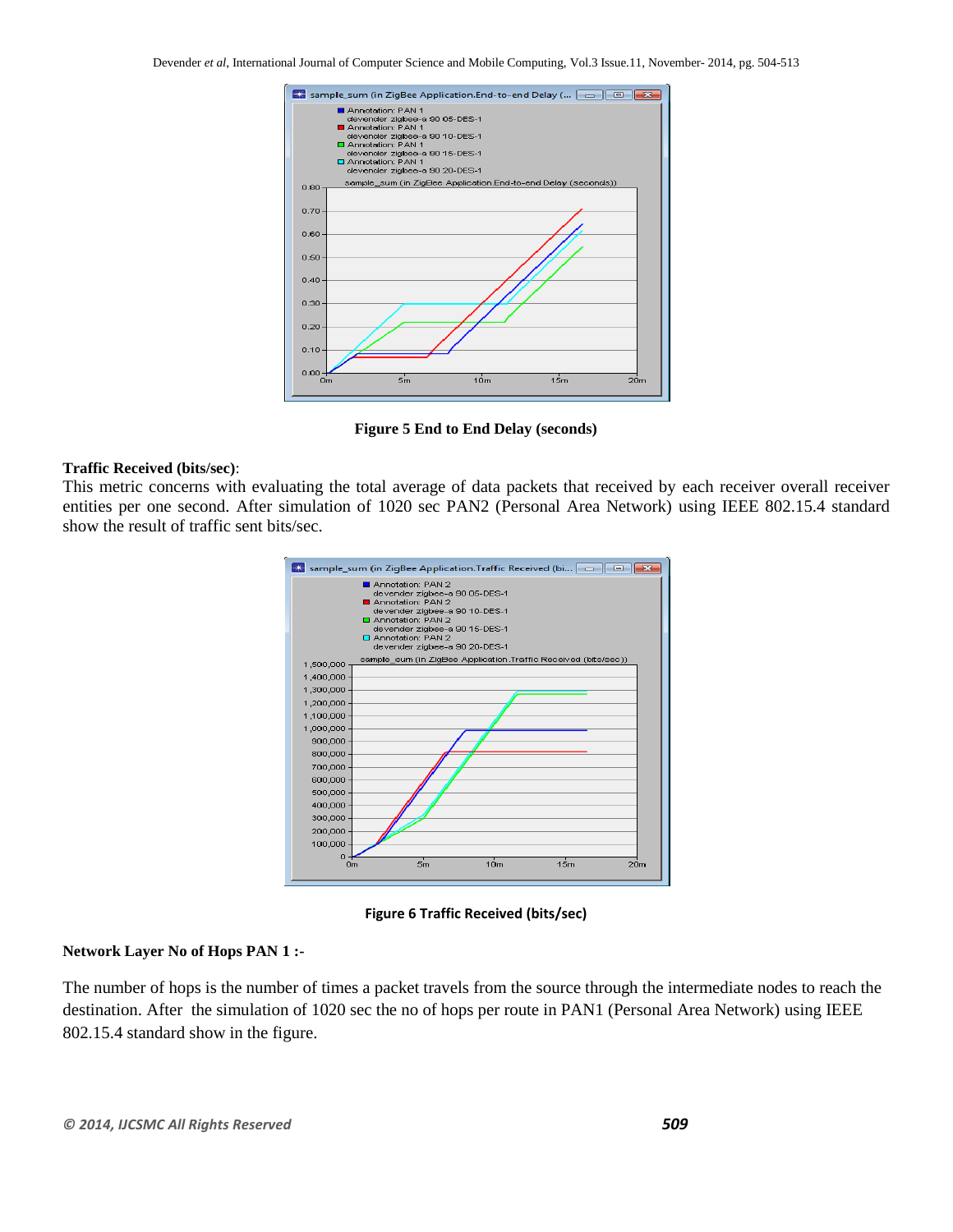Figure 5 End to End Delay (seconds)

**Traffic Received (bits/sec)**:
This metric concerns with evaluating the total average of data packets that received by each receiver overall receiver entities per one second. After simulation of 1020 sec PAN2 (Personal Area Network) using IEEE 802.15.4 standard show the result of traffic sent bits/sec.

Figure 6 Traffic Received (bits/sec)

**Network Layer No of Hops PAN 1 :-**

The number of hops is the number of times a packet travels from the source through the intermediate nodes to reach the destination. After the simulation of 1020 sec the no of hops per route in PAN1 (Personal Area Network) using IEEE 802.15.4 standard show in the figure.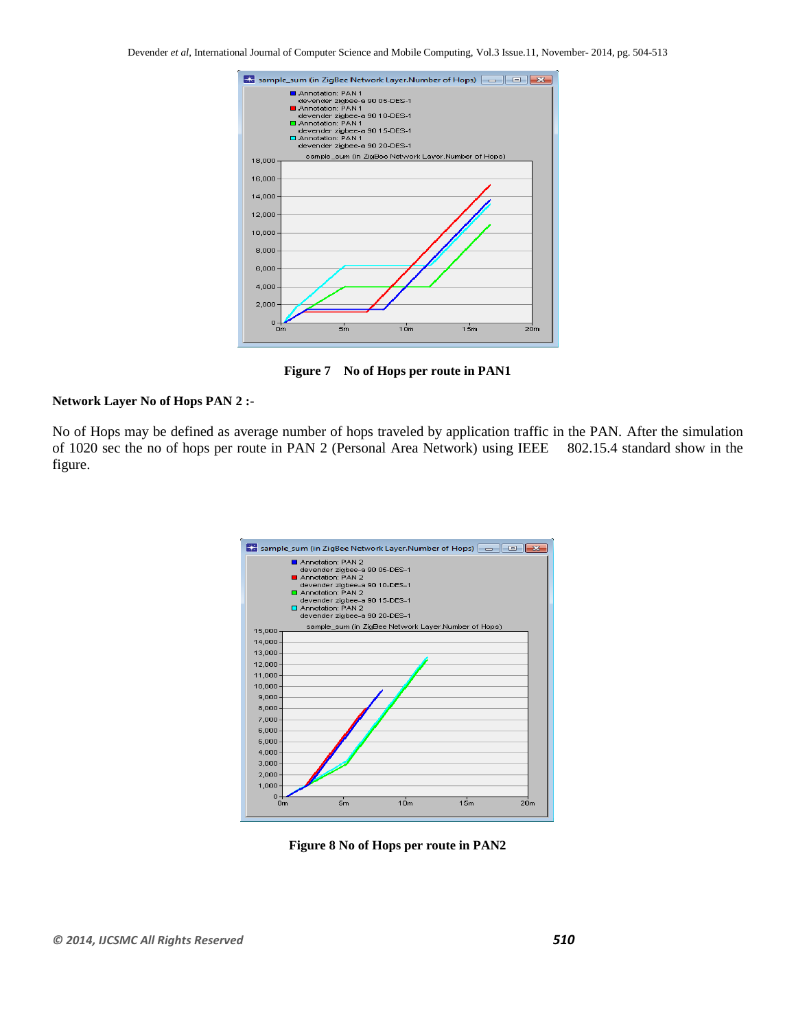Figure 7 No of Hops per route in PAN1

**Network Layer No of Hops PAN 2 :-**

No of Hops may be defined as average number of hops traveled by application traffic in the PAN. After the simulation of 1020 sec the no of hops per route in PAN 2 (Personal Area Network) using IEEE 802.15.4 standard show in the figure.

Figure 8 No of Hops per route in PAN2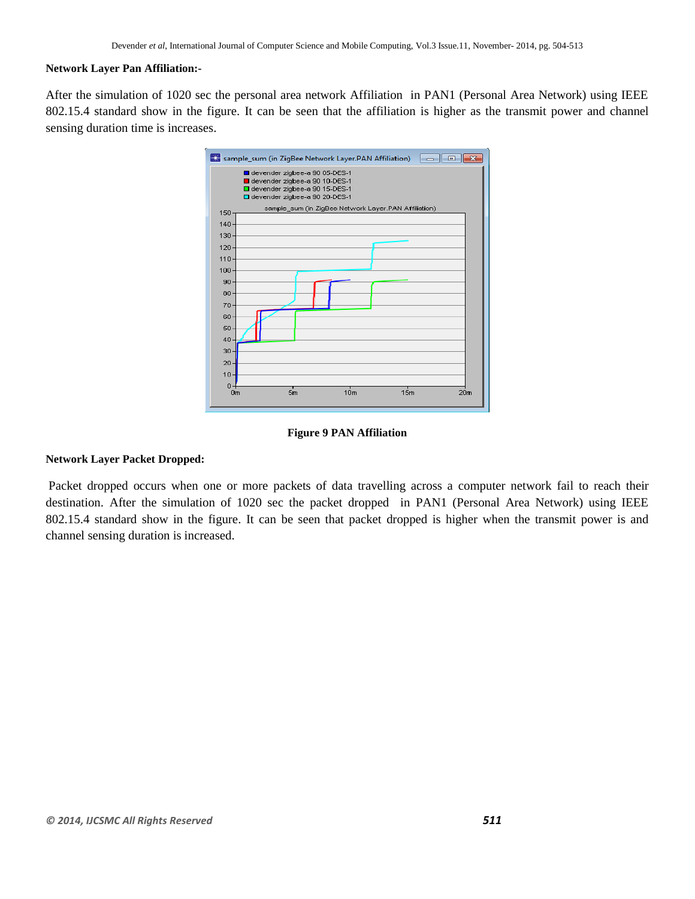**Network Layer Pan Affiliation:-**

After the simulation of 1020 sec the personal area network Affiliation in PAN1 (Personal Area Network) using IEEE 802.15.4 standard show in the figure. It can be seen that the affiliation is higher as the transmit power and channel sensing duration time is increases.

**Figure 9 PAN Affiliation**

**Network Layer Packet Dropped:**

Packet dropped occurs when one or more packets of data travelling across a computer network fail to reach their destination. After the simulation of 1020 sec the packet dropped in PAN1 (Personal Area Network) using IEEE 802.15.4 standard show in the figure. It can be seen that packet dropped is higher when the transmit power is and channel sensing duration is increased.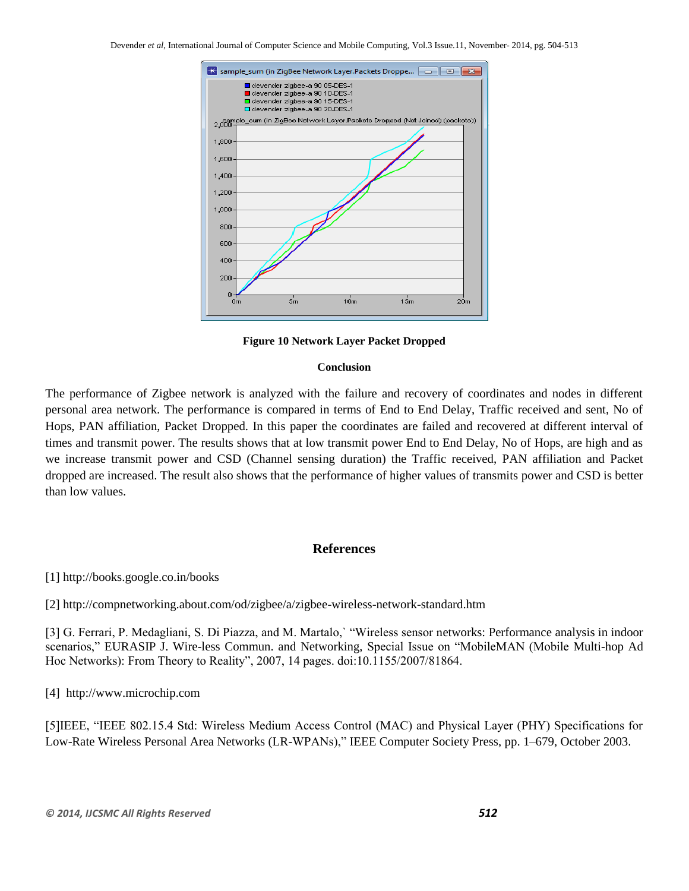**Figure 10 Network Layer Packet Dropped**

## Conclusion

The performance of Zigbee network is analyzed with the failure and recovery of coordinates and nodes in different personal area network. The performance is compared in terms of End to End Delay, Traffic received and sent, No of Hops, PAN affiliation, Packet Dropped. In this paper the coordinates are failed and recovered at different interval of times and transmit power. The results shows that at low transmit power End to End Delay, No of Hops, are high and as we increase transmit power and CSD (Channel sensing duration) the Traffic received, PAN affiliation and Packet dropped are increased. The result also shows that the performance of higher values of transmits power and CSD is better than low values.

## References

[1] http://books.google.co.in/books

[2] http://compnetworking.about.com/od/zigbee/a/zigbee-wireless-network-standard.htm

[3] G. Ferrari, P. Medagliani, S. Di Piazza, and M. Martalo,` "Wireless sensor networks: Performance analysis in indoor scenarios," EURASIP J. Wire-less Commun. and Networking, Special Issue on "MobileMAN (Mobile Multi-hop Ad Hoc Networks): From Theory to Reality", 2007, 14 pages. doi:10.1155/2007/81864.

[4] http://www.microchip.com

[5]IEEE, "IEEE 802.15.4 Std: Wireless Medium Access Control (MAC) and Physical Layer (PHY) Specifications for Low-Rate Wireless Personal Area Networks (LR-WPANs)," IEEE Computer Society Press, pp. 1–679, October 2003.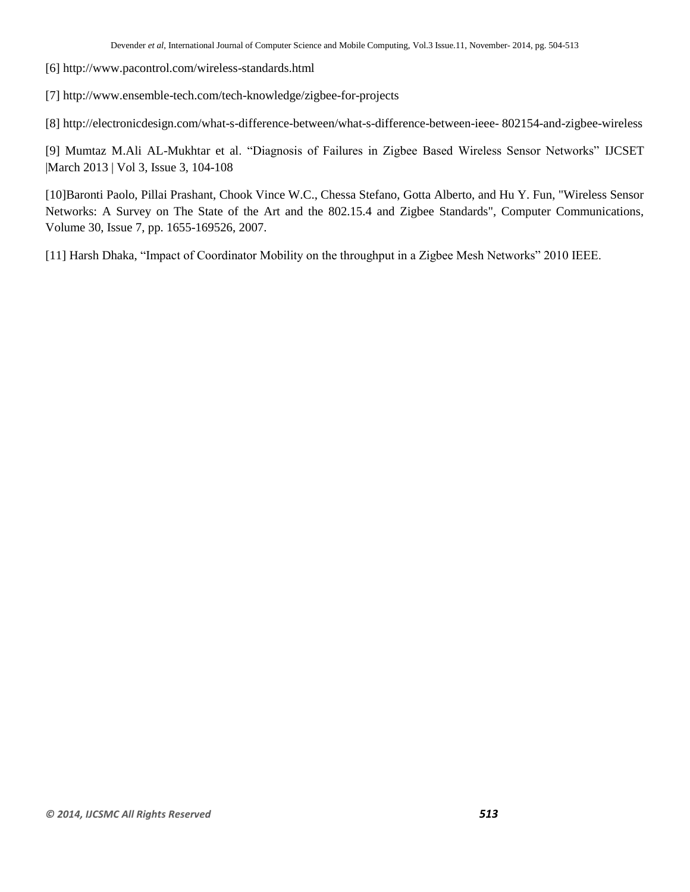[6] http://www.pacontrol.com/wireless-standards.html

[7] http://www.ensemble-tech.com/tech-knowledge/zigbee-for-projects

[8] http://electronicdesign.com/what-s-difference-between/what-s-difference-between-ieee- 802154-and-zigbee-wireless

[9] Mumtaz M.Ali AL-Mukhtar et al. "Diagnosis of Failures in Zigbee Based Wireless Sensor Networks" IJCSET |March 2013 | Vol 3, Issue 3, 104-108

[10]Baronti Paolo, Pillai Prashant, Chook Vince W.C., Chessa Stefano, Gotta Alberto, and Hu Y. Fun, "Wireless Sensor Networks: A Survey on The State of the Art and the 802.15.4 and Zigbee Standards", Computer Communications, Volume 30, Issue 7, pp. 1655-169526, 2007.

[11] Harsh Dhaka, "Impact of Coordinator Mobility on the throughput in a Zigbee Mesh Networks" 2010 IEEE.